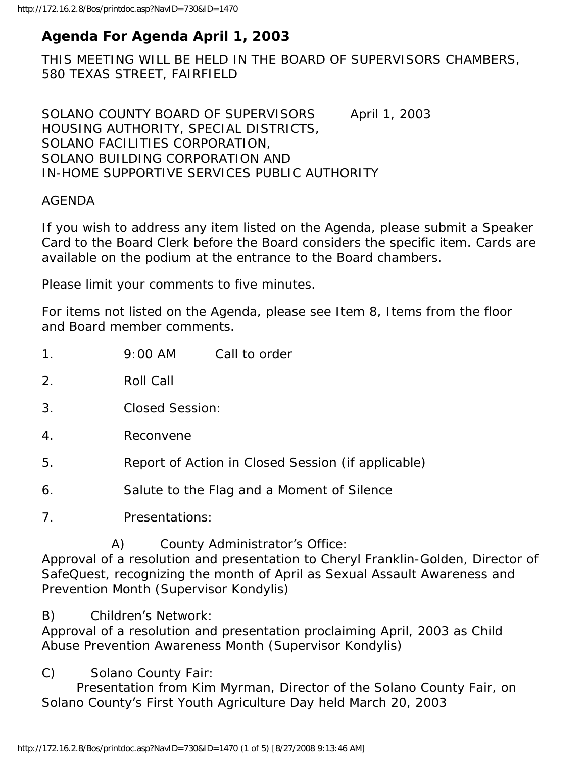# Agenda For Agenda April 1, 2003

THIS MEETING WILL BE HELD IN THE BOARD OF SUPERVISORS CHAMBERS, 580 TEXAS STREET, FAIRFIELD

SOLANO COUNTY BOARD OF SUPERVISORS April 1, 2003
HOUSING AUTHORITY, SPECIAL DISTRICTS,
SOLANO FACILITIES CORPORATION,
SOLANO BUILDING CORPORATION AND
IN-HOME SUPPORTIVE SERVICES PUBLIC AUTHORITY

AGENDA

If you wish to address any item listed on the Agenda, please submit a Speaker Card to the Board Clerk before the Board considers the specific item. Cards are available on the podium at the entrance to the Board chambers.

Please limit your comments to five minutes.

For items not listed on the Agenda, please see Item 8, Items from the floor and Board member comments.

1. 9:00 AM Call to order
2. Roll Call
3. Closed Session:
4. Reconvene
5. Report of Action in Closed Session (if applicable)
6. Salute to the Flag and a Moment of Silence
7. Presentations:

A) County Administrator's Office:
Approval of a resolution and presentation to Cheryl Franklin-Golden, Director of SafeQuest, recognizing the month of April as Sexual Assault Awareness and Prevention Month (Supervisor Kondylis)

B) Children's Network:
Approval of a resolution and presentation proclaiming April, 2003 as Child Abuse Prevention Awareness Month (Supervisor Kondylis)

C) Solano County Fair:
Presentation from Kim Myrman, Director of the Solano County Fair, on Solano County's First Youth Agriculture Day held March 20, 2003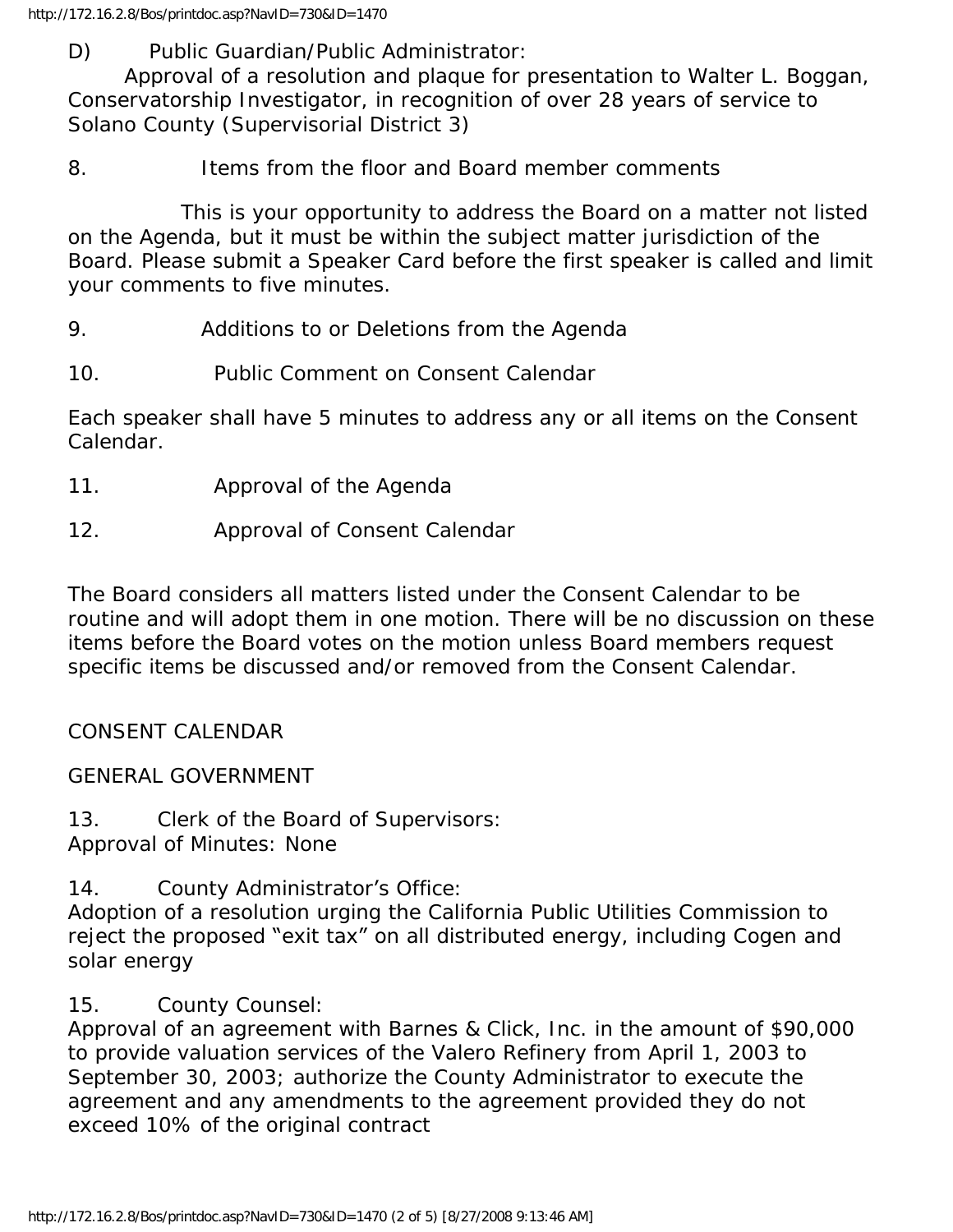D) Public Guardian/Public Administrator:
Approval of a resolution and plaque for presentation to Walter L. Boggan, Conservatorship Investigator, in recognition of over 28 years of service to Solano County (Supervisorial District 3)

8. Items from the floor and Board member comments

This is your opportunity to address the Board on a matter not listed on the Agenda, but it must be within the subject matter jurisdiction of the Board. Please submit a Speaker Card before the first speaker is called and limit your comments to five minutes.

9. Additions to or Deletions from the Agenda

10. Public Comment on Consent Calendar

Each speaker shall have 5 minutes to address any or all items on the Consent Calendar.

11. Approval of the Agenda

12. Approval of Consent Calendar

The Board considers all matters listed under the Consent Calendar to be routine and will adopt them in one motion. There will be no discussion on these items before the Board votes on the motion unless Board members request specific items be discussed and/or removed from the Consent Calendar.

CONSENT CALENDAR

GENERAL GOVERNMENT

13. Clerk of the Board of Supervisors:
Approval of Minutes: None

14. County Administrator's Office:
Adoption of a resolution urging the California Public Utilities Commission to reject the proposed "exit tax" on all distributed energy, including Cogen and solar energy

15. County Counsel:
Approval of an agreement with Barnes & Click, Inc. in the amount of $90,000 to provide valuation services of the Valero Refinery from April 1, 2003 to September 30, 2003; authorize the County Administrator to execute the agreement and any amendments to the agreement provided they do not exceed 10% of the original contract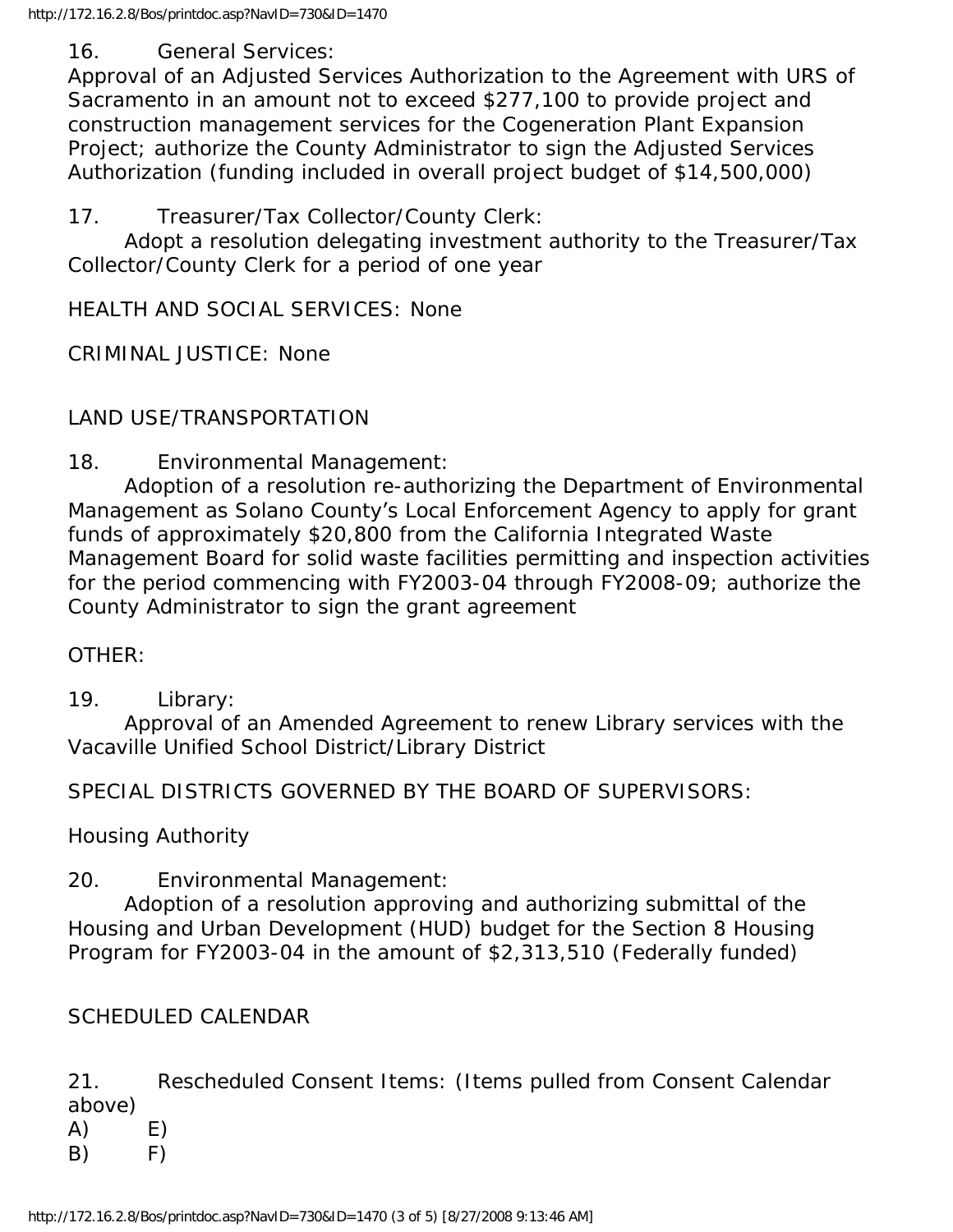16. General Services:
Approval of an Adjusted Services Authorization to the Agreement with URS of Sacramento in an amount not to exceed $277,100 to provide project and construction management services for the Cogeneration Plant Expansion Project; authorize the County Administrator to sign the Adjusted Services Authorization (funding included in overall project budget of $14,500,000)

17. Treasurer/Tax Collector/County Clerk:
Adopt a resolution delegating investment authority to the Treasurer/Tax Collector/County Clerk for a period of one year

HEALTH AND SOCIAL SERVICES: None

CRIMINAL JUSTICE: None

LAND USE/TRANSPORTATION

18. Environmental Management:
Adoption of a resolution re-authorizing the Department of Environmental Management as Solano County's Local Enforcement Agency to apply for grant funds of approximately $20,800 from the California Integrated Waste Management Board for solid waste facilities permitting and inspection activities for the period commencing with FY2003-04 through FY2008-09; authorize the County Administrator to sign the grant agreement

OTHER:

19. Library:
Approval of an Amended Agreement to renew Library services with the Vacaville Unified School District/Library District

SPECIAL DISTRICTS GOVERNED BY THE BOARD OF SUPERVISORS:

Housing Authority

20. Environmental Management:
Adoption of a resolution approving and authorizing submittal of the Housing and Urban Development (HUD) budget for the Section 8 Housing Program for FY2003-04 in the amount of $2,313,510 (Federally funded)

SCHEDULED CALENDAR

21. Rescheduled Consent Items: (Items pulled from Consent Calendar above)

A) E)

B) F)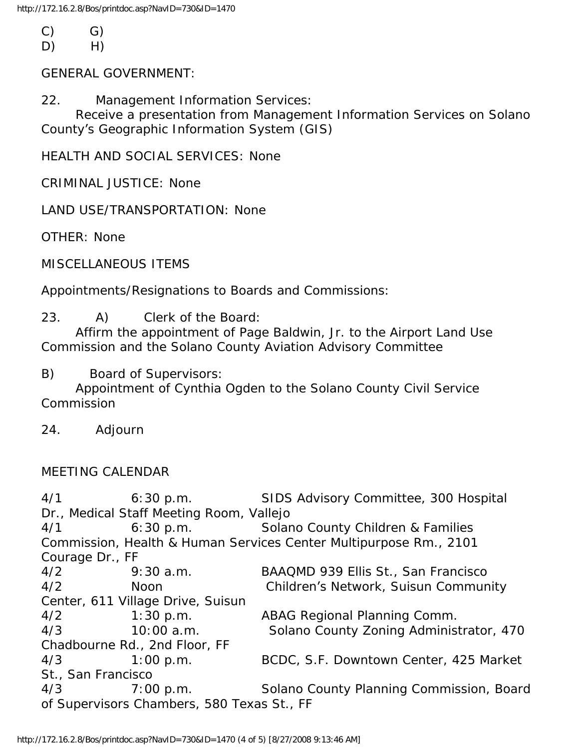C) G)
D) H)

GENERAL GOVERNMENT:

22. Management Information Services:
Receive a presentation from Management Information Services on Solano County's Geographic Information System (GIS)

HEALTH AND SOCIAL SERVICES: None

CRIMINAL JUSTICE: None

LAND USE/TRANSPORTATION: None

OTHER: None

MISCELLANEOUS ITEMS

Appointments/Resignations to Boards and Commissions:

23. A) Clerk of the Board:
Affirm the appointment of Page Baldwin, Jr. to the Airport Land Use Commission and the Solano County Aviation Advisory Committee

B) Board of Supervisors:
Appointment of Cynthia Ogden to the Solano County Civil Service Commission

24. Adjourn

MEETING CALENDAR

4/1 6:30 p.m. SIDS Advisory Committee, 300 Hospital Dr., Medical Staff Meeting Room, Vallejo
4/1 6:30 p.m. Solano County Children & Families Commission, Health & Human Services Center Multipurpose Rm., 2101 Courage Dr., FF
4/2 9:30 a.m. BAAQMD 939 Ellis St., San Francisco
4/2 Noon Children's Network, Suisun Community Center, 611 Village Drive, Suisun
4/2 1:30 p.m. ABAG Regional Planning Comm.
4/3 10:00 a.m. Solano County Zoning Administrator, 470 Chadbourne Rd., 2nd Floor, FF
4/3 1:00 p.m. BCDC, S.F. Downtown Center, 425 Market St., San Francisco
4/3 7:00 p.m. Solano County Planning Commission, Board of Supervisors Chambers, 580 Texas St., FF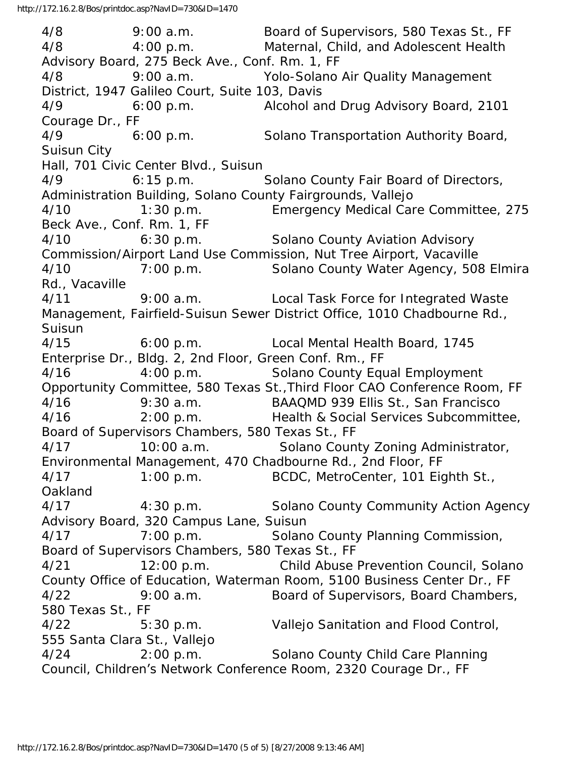4/8 9:00 a.m. Board of Supervisors, 580 Texas St., FF

4/8 4:00 p.m. Maternal, Child, and Adolescent Health Advisory Board, 275 Beck Ave., Conf. Rm. 1, FF

4/8 9:00 a.m. Yolo-Solano Air Quality Management District, 1947 Galileo Court, Suite 103, Davis

4/9 6:00 p.m. Alcohol and Drug Advisory Board, 2101 Courage Dr., FF

4/9 6:00 p.m. Solano Transportation Authority Board, Suisun City Hall, 701 Civic Center Blvd., Suisun

4/9 6:15 p.m. Solano County Fair Board of Directors, Administration Building, Solano County Fairgrounds, Vallejo

4/10 1:30 p.m. Emergency Medical Care Committee, 275 Beck Ave., Conf. Rm. 1, FF

4/10 6:30 p.m. Solano County Aviation Advisory Commission/Airport Land Use Commission, Nut Tree Airport, Vacaville

4/10 7:00 p.m. Solano County Water Agency, 508 Elmira Rd., Vacaville

4/11 9:00 a.m. Local Task Force for Integrated Waste Management, Fairfield-Suisun Sewer District Office, 1010 Chadbourne Rd., Suisun

4/15 6:00 p.m. Local Mental Health Board, 1745 Enterprise Dr., Bldg. 2, 2nd Floor, Green Conf. Rm., FF

4/16 4:00 p.m. Solano County Equal Employment Opportunity Committee, 580 Texas St.,Third Floor CAO Conference Room, FF

4/16 9:30 a.m. BAAQMD 939 Ellis St., San Francisco

4/16 2:00 p.m. Health & Social Services Subcommittee, Board of Supervisors Chambers, 580 Texas St., FF

4/17 10:00 a.m. Solano County Zoning Administrator, Environmental Management, 470 Chadbourne Rd., 2nd Floor, FF

4/17 1:00 p.m. BCDC, MetroCenter, 101 Eighth St., Oakland

4/17 4:30 p.m. Solano County Community Action Agency Advisory Board, 320 Campus Lane, Suisun

4/17 7:00 p.m. Solano County Planning Commission, Board of Supervisors Chambers, 580 Texas St., FF

4/21 12:00 p.m. Child Abuse Prevention Council, Solano County Office of Education, Waterman Room, 5100 Business Center Dr., FF

4/22 9:00 a.m. Board of Supervisors, Board Chambers, 580 Texas St., FF

4/22 5:30 p.m. Vallejo Sanitation and Flood Control, 555 Santa Clara St., Vallejo

4/24 2:00 p.m. Solano County Child Care Planning Council, Children's Network Conference Room, 2320 Courage Dr., FF